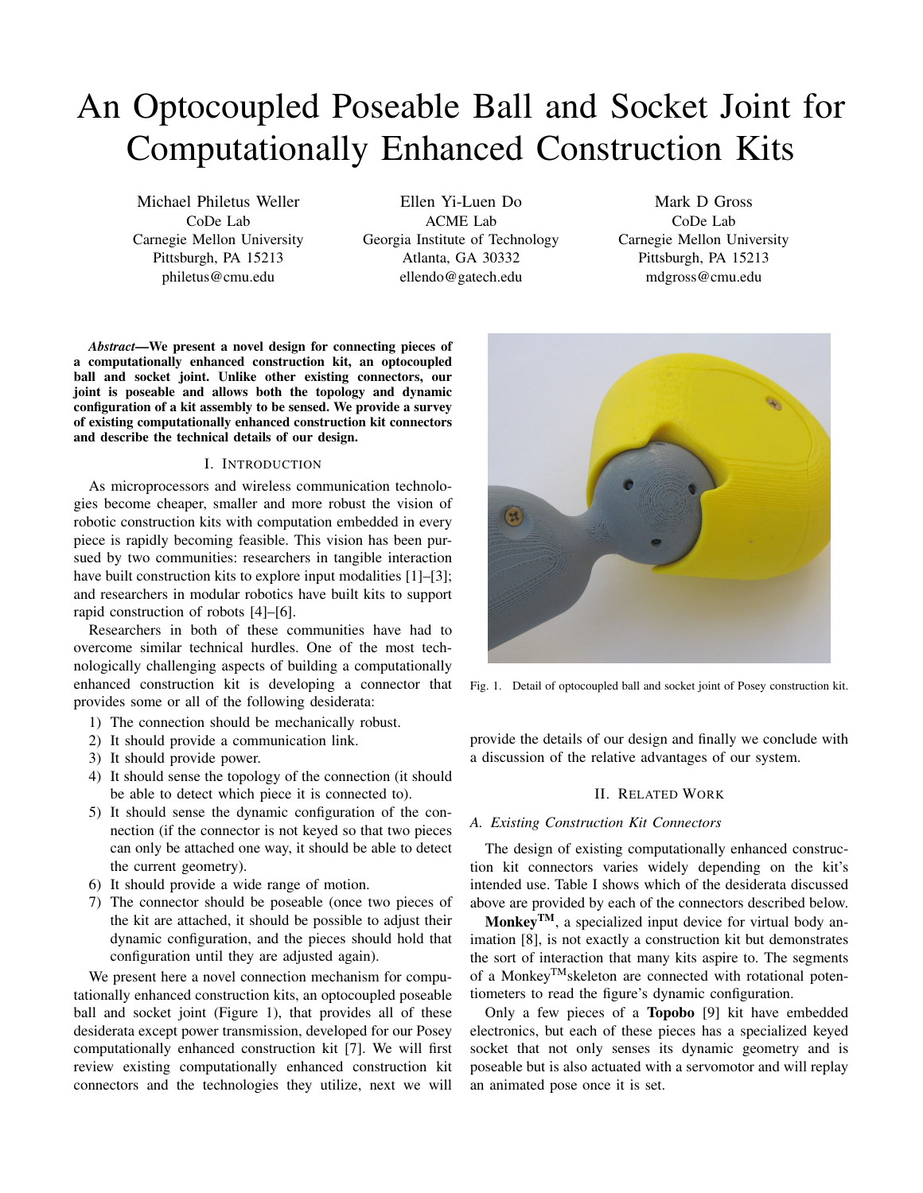# An Optocoupled Poseable Ball and Socket Joint for Computationally Enhanced Construction Kits

Michael Philetus Weller
CoDe Lab
Carnegie Mellon University
Pittsburgh, PA 15213
philetus@cmu.edu

Ellen Yi-Luen Do
ACME Lab
Georgia Institute of Technology
Atlanta, GA 30332
ellendo@gatech.edu

Mark D Gross
CoDe Lab
Carnegie Mellon University
Pittsburgh, PA 15213
mdgross@cmu.edu

***Abstract*—We present a novel design for connecting pieces of a computationally enhanced construction kit, an optocoupled ball and socket joint. Unlike other existing connectors, our joint is poseable and allows both the topology and dynamic configuration of a kit assembly to be sensed. We provide a survey of existing computationally enhanced construction kit connectors and describe the technical details of our design.**

## I. Introduction

As microprocessors and wireless communication technologies become cheaper, smaller and more robust the vision of robotic construction kits with computation embedded in every piece is rapidly becoming feasible. This vision has been pursued by two communities: researchers in tangible interaction have built construction kits to explore input modalities [1]–[3]; and researchers in modular robotics have built kits to support rapid construction of robots [4]–[6].

Researchers in both of these communities have had to overcome similar technical hurdles. One of the most technologically challenging aspects of building a computationally enhanced construction kit is developing a connector that provides some or all of the following desiderata:

1) The connection should be mechanically robust.
2) It should provide a communication link.
3) It should provide power.
4) It should sense the topology of the connection (it should be able to detect which piece it is connected to).
5) It should sense the dynamic configuration of the connection (if the connector is not keyed so that two pieces can only be attached one way, it should be able to detect the current geometry).
6) It should provide a wide range of motion.
7) The connector should be poseable (once two pieces of the kit are attached, it should be possible to adjust their dynamic configuration, and the pieces should hold that configuration until they are adjusted again).

We present here a novel connection mechanism for computationally enhanced construction kits, an optocoupled poseable ball and socket joint (Figure 1), that provides all of these desiderata except power transmission, developed for our Posey computationally enhanced construction kit [7]. We will first review existing computationally enhanced construction kit connectors and the technologies they utilize, next we will provide the details of our design and finally we conclude with a discussion of the relative advantages of our system.

Fig. 1. Detail of optocoupled ball and socket joint of Posey construction kit.

## II. Related Work

### A. Existing Construction Kit Connectors

The design of existing computationally enhanced construction kit connectors varies widely depending on the kit's intended use. Table I shows which of the desiderata discussed above are provided by each of the connectors described below.

**Monkey™**, a specialized input device for virtual body animation [8], is not exactly a construction kit but demonstrates the sort of interaction that many kits aspire to. The segments of a Monkey™skeleton are connected with rotational potentiometers to read the figure's dynamic configuration.

Only a few pieces of a **Topobo** [9] kit have embedded electronics, but each of these pieces has a specialized keyed socket that not only senses its dynamic geometry and is poseable but is also actuated with a servomotor and will replay an animated pose once it is set.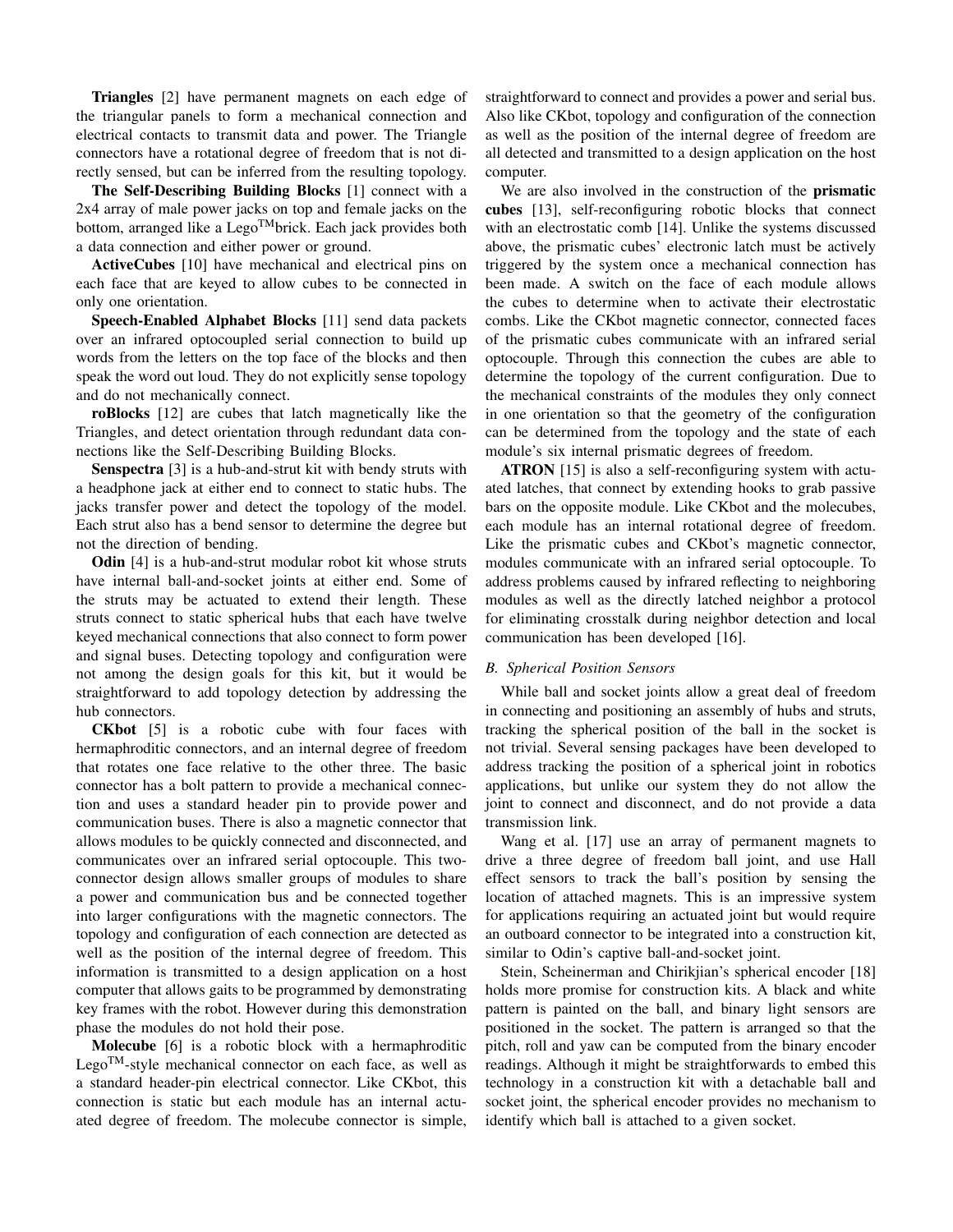**Triangles** [2] have permanent magnets on each edge of the triangular panels to form a mechanical connection and electrical contacts to transmit data and power. The Triangle connectors have a rotational degree of freedom that is not directly sensed, but can be inferred from the resulting topology.

**The Self-Describing Building Blocks** [1] connect with a 2x4 array of male power jacks on top and female jacks on the bottom, arranged like a Lego™brick. Each jack provides both a data connection and either power or ground.

**ActiveCubes** [10] have mechanical and electrical pins on each face that are keyed to allow cubes to be connected in only one orientation.

**Speech-Enabled Alphabet Blocks** [11] send data packets over an infrared optocoupled serial connection to build up words from the letters on the top face of the blocks and then speak the word out loud. They do not explicitly sense topology and do not mechanically connect.

**roBlocks** [12] are cubes that latch magnetically like the Triangles, and detect orientation through redundant data connections like the Self-Describing Building Blocks.

**Senspectra** [3] is a hub-and-strut kit with bendy struts with a headphone jack at either end to connect to static hubs. The jacks transfer power and detect the topology of the model. Each strut also has a bend sensor to determine the degree but not the direction of bending.

**Odin** [4] is a hub-and-strut modular robot kit whose struts have internal ball-and-socket joints at either end. Some of the struts may be actuated to extend their length. These struts connect to static spherical hubs that each have twelve keyed mechanical connections that also connect to form power and signal buses. Detecting topology and configuration were not among the design goals for this kit, but it would be straightforward to add topology detection by addressing the hub connectors.

**CKbot** [5] is a robotic cube with four faces with hermaphroditic connectors, and an internal degree of freedom that rotates one face relative to the other three. The basic connector has a bolt pattern to provide a mechanical connection and uses a standard header pin to provide power and communication buses. There is also a magnetic connector that allows modules to be quickly connected and disconnected, and communicates over an infrared serial optocouple. This two-connector design allows smaller groups of modules to share a power and communication bus and be connected together into larger configurations with the magnetic connectors. The topology and configuration of each connection are detected as well as the position of the internal degree of freedom. This information is transmitted to a design application on a host computer that allows gaits to be programmed by demonstrating key frames with the robot. However during this demonstration phase the modules do not hold their pose.

**Molecube** [6] is a robotic block with a hermaphroditic Lego™-style mechanical connector on each face, as well as a standard header-pin electrical connector. Like CKbot, this connection is static but each module has an internal actuated degree of freedom. The molecube connector is simple, straightforward to connect and provides a power and serial bus. Also like CKbot, topology and configuration of the connection as well as the position of the internal degree of freedom are all detected and transmitted to a design application on the host computer.

We are also involved in the construction of the **prismatic cubes** [13], self-reconfiguring robotic blocks that connect with an electrostatic comb [14]. Unlike the systems discussed above, the prismatic cubes' electronic latch must be actively triggered by the system once a mechanical connection has been made. A switch on the face of each module allows the cubes to determine when to activate their electrostatic combs. Like the CKbot magnetic connector, connected faces of the prismatic cubes communicate with an infrared serial optocouple. Through this connection the cubes are able to determine the topology of the current configuration. Due to the mechanical constraints of the modules they only connect in one orientation so that the geometry of the configuration can be determined from the topology and the state of each module's six internal prismatic degrees of freedom.

**ATRON** [15] is also a self-reconfiguring system with actuated latches, that connect by extending hooks to grab passive bars on the opposite module. Like CKbot and the molecubes, each module has an internal rotational degree of freedom. Like the prismatic cubes and CKbot's magnetic connector, modules communicate with an infrared serial optocouple. To address problems caused by infrared reflecting to neighboring modules as well as the directly latched neighbor a protocol for eliminating crosstalk during neighbor detection and local communication has been developed [16].

### B. Spherical Position Sensors

While ball and socket joints allow a great deal of freedom in connecting and positioning an assembly of hubs and struts, tracking the spherical position of the ball in the socket is not trivial. Several sensing packages have been developed to address tracking the position of a spherical joint in robotics applications, but unlike our system they do not allow the joint to connect and disconnect, and do not provide a data transmission link.

Wang et al. [17] use an array of permanent magnets to drive a three degree of freedom ball joint, and use Hall effect sensors to track the ball's position by sensing the location of attached magnets. This is an impressive system for applications requiring an actuated joint but would require an outboard connector to be integrated into a construction kit, similar to Odin's captive ball-and-socket joint.

Stein, Scheinerman and Chirikjian's spherical encoder [18] holds more promise for construction kits. A black and white pattern is painted on the ball, and binary light sensors are positioned in the socket. The pattern is arranged so that the pitch, roll and yaw can be computed from the binary encoder readings. Although it might be straightforwards to embed this technology in a construction kit with a detachable ball and socket joint, the spherical encoder provides no mechanism to identify which ball is attached to a given socket.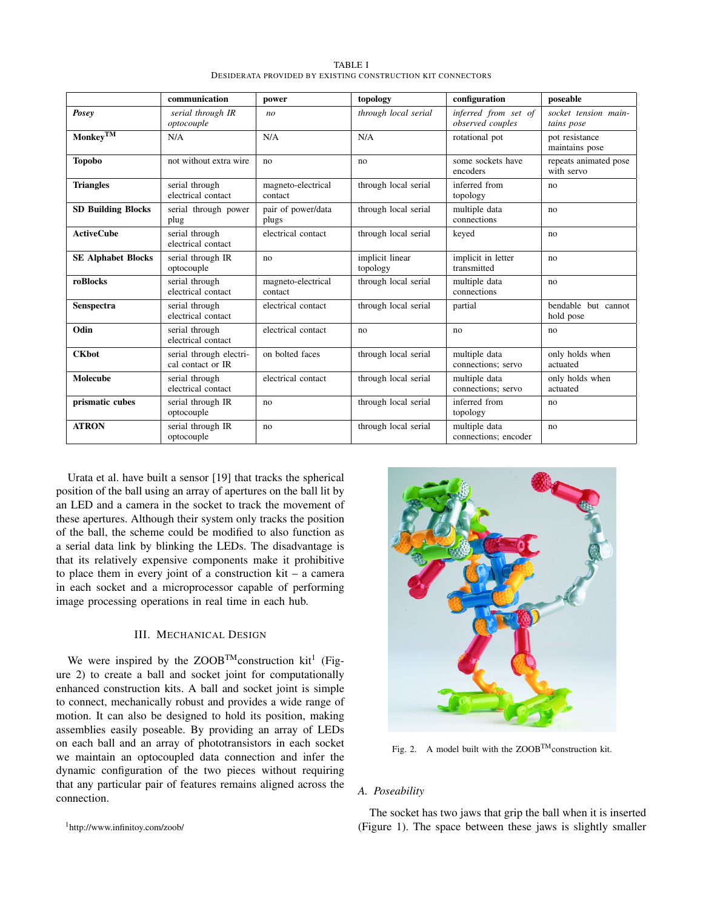TABLE I

DESIDERATA PROVIDED BY EXISTING CONSTRUCTION KIT CONNECTORS

| | communication | power | topology | configuration | poseable |
|---|---|---|---|---|---|
| ***Posey*** | *serial through IR optocouple* | *no* | *through local serial* | *inferred from set of observed couples* | *socket tension maintains pose* |
| **Monkey™** | N/A | N/A | N/A | rotational pot | pot resistance maintains pose |
| **Topobo** | not without extra wire | no | no | some sockets have encoders | repeats animated pose with servo |
| **Triangles** | serial through electrical contact | magneto-electrical contact | through local serial | inferred from topology | no |
| **SD Building Blocks** | serial through power plug | pair of power/data plugs | through local serial | multiple data connections | no |
| **ActiveCube** | serial through electrical contact | electrical contact | through local serial | keyed | no |
| **SE Alphabet Blocks** | serial through IR optocouple | no | implicit linear topology | implicit in letter transmitted | no |
| **roBlocks** | serial through electrical contact | magneto-electrical contact | through local serial | multiple data connections | no |
| **Senspectra** | serial through electrical contact | electrical contact | through local serial | partial | bendable but cannot hold pose |
| **Odin** | serial through electrical contact | electrical contact | no | no | no |
| **CKbot** | serial through electrical contact or IR | on bolted faces | through local serial | multiple data connections; servo | only holds when actuated |
| **Molecube** | serial through electrical contact | electrical contact | through local serial | multiple data connections; servo | only holds when actuated |
| **prismatic cubes** | serial through IR optocouple | no | through local serial | inferred from topology | no |
| **ATRON** | serial through IR optocouple | no | through local serial | multiple data connections; encoder | no |

Urata et al. have built a sensor [19] that tracks the spherical position of the ball using an array of apertures on the ball lit by an LED and a camera in the socket to track the movement of these apertures. Although their system only tracks the position of the ball, the scheme could be modified to also function as a serial data link by blinking the LEDs. The disadvantage is that its relatively expensive components make it prohibitive to place them in every joint of a construction kit – a camera in each socket and a microprocessor capable of performing image processing operations in real time in each hub.

## III. Mechanical Design

We were inspired by the ZOOB™construction kit[1] (Figure 2) to create a ball and socket joint for computationally enhanced construction kits. A ball and socket joint is simple to connect, mechanically robust and provides a wide range of motion. It can also be designed to hold its position, making assemblies easily poseable. By providing an array of LEDs on each ball and an array of phototransistors in each socket we maintain an optocoupled data connection and infer the dynamic configuration of the two pieces without requiring that any particular pair of features remains aligned across the connection.

[1]http://www.infinitoy.com/zoob/

Fig. 2. A model built with the ZOOB™construction kit.

### A. Poseability

The socket has two jaws that grip the ball when it is inserted (Figure 1). The space between these jaws is slightly smaller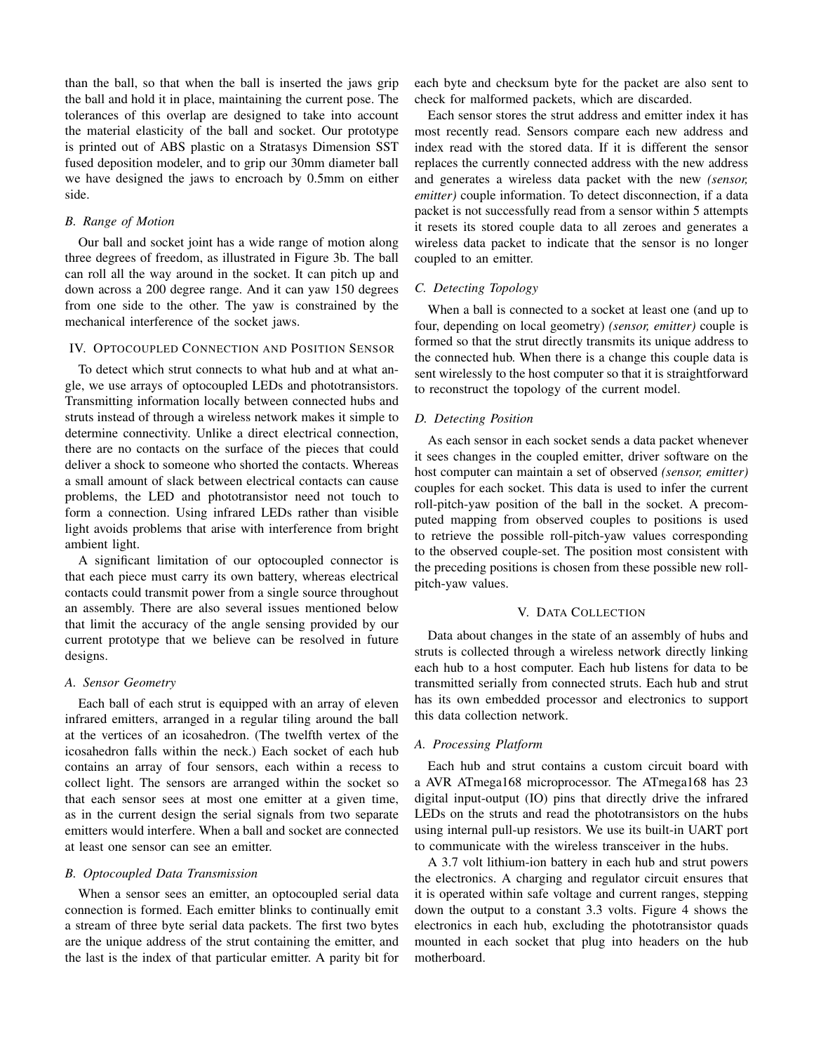than the ball, so that when the ball is inserted the jaws grip the ball and hold it in place, maintaining the current pose. The tolerances of this overlap are designed to take into account the material elasticity of the ball and socket. Our prototype is printed out of ABS plastic on a Stratasys Dimension SST fused deposition modeler, and to grip our 30mm diameter ball we have designed the jaws to encroach by 0.5mm on either side.

### B. Range of Motion

Our ball and socket joint has a wide range of motion along three degrees of freedom, as illustrated in Figure 3b. The ball can roll all the way around in the socket. It can pitch up and down across a 200 degree range. And it can yaw 150 degrees from one side to the other. The yaw is constrained by the mechanical interference of the socket jaws.

## IV. Optocoupled Connection and Position Sensor

To detect which strut connects to what hub and at what angle, we use arrays of optocoupled LEDs and phototransistors. Transmitting information locally between connected hubs and struts instead of through a wireless network makes it simple to determine connectivity. Unlike a direct electrical connection, there are no contacts on the surface of the pieces that could deliver a shock to someone who shorted the contacts. Whereas a small amount of slack between electrical contacts can cause problems, the LED and phototransistor need not touch to form a connection. Using infrared LEDs rather than visible light avoids problems that arise with interference from bright ambient light.

A significant limitation of our optocoupled connector is that each piece must carry its own battery, whereas electrical contacts could transmit power from a single source throughout an assembly. There are also several issues mentioned below that limit the accuracy of the angle sensing provided by our current prototype that we believe can be resolved in future designs.

### A. Sensor Geometry

Each ball of each strut is equipped with an array of eleven infrared emitters, arranged in a regular tiling around the ball at the vertices of an icosahedron. (The twelfth vertex of the icosahedron falls within the neck.) Each socket of each hub contains an array of four sensors, each within a recess to collect light. The sensors are arranged within the socket so that each sensor sees at most one emitter at a given time, as in the current design the serial signals from two separate emitters would interfere. When a ball and socket are connected at least one sensor can see an emitter.

### B. Optocoupled Data Transmission

When a sensor sees an emitter, an optocoupled serial data connection is formed. Each emitter blinks to continually emit a stream of three byte serial data packets. The first two bytes are the unique address of the strut containing the emitter, and the last is the index of that particular emitter. A parity bit for each byte and checksum byte for the packet are also sent to check for malformed packets, which are discarded.

Each sensor stores the strut address and emitter index it has most recently read. Sensors compare each new address and index read with the stored data. If it is different the sensor replaces the currently connected address with the new address and generates a wireless data packet with the new *(sensor, emitter)* couple information. To detect disconnection, if a data packet is not successfully read from a sensor within 5 attempts it resets its stored couple data to all zeroes and generates a wireless data packet to indicate that the sensor is no longer coupled to an emitter.

### C. Detecting Topology

When a ball is connected to a socket at least one (and up to four, depending on local geometry) *(sensor, emitter)* couple is formed so that the strut directly transmits its unique address to the connected hub. When there is a change this couple data is sent wirelessly to the host computer so that it is straightforward to reconstruct the topology of the current model.

### D. Detecting Position

As each sensor in each socket sends a data packet whenever it sees changes in the coupled emitter, driver software on the host computer can maintain a set of observed *(sensor, emitter)* couples for each socket. This data is used to infer the current roll-pitch-yaw position of the ball in the socket. A precomputed mapping from observed couples to positions is used to retrieve the possible roll-pitch-yaw values corresponding to the observed couple-set. The position most consistent with the preceding positions is chosen from these possible new roll-pitch-yaw values.

## V. Data Collection

Data about changes in the state of an assembly of hubs and struts is collected through a wireless network directly linking each hub to a host computer. Each hub listens for data to be transmitted serially from connected struts. Each hub and strut has its own embedded processor and electronics to support this data collection network.

### A. Processing Platform

Each hub and strut contains a custom circuit board with a AVR ATmega168 microprocessor. The ATmega168 has 23 digital input-output (IO) pins that directly drive the infrared LEDs on the struts and read the phototransistors on the hubs using internal pull-up resistors. We use its built-in UART port to communicate with the wireless transceiver in the hubs.

A 3.7 volt lithium-ion battery in each hub and strut powers the electronics. A charging and regulator circuit ensures that it is operated within safe voltage and current ranges, stepping down the output to a constant 3.3 volts. Figure 4 shows the electronics in each hub, excluding the phototransistor quads mounted in each socket that plug into headers on the hub motherboard.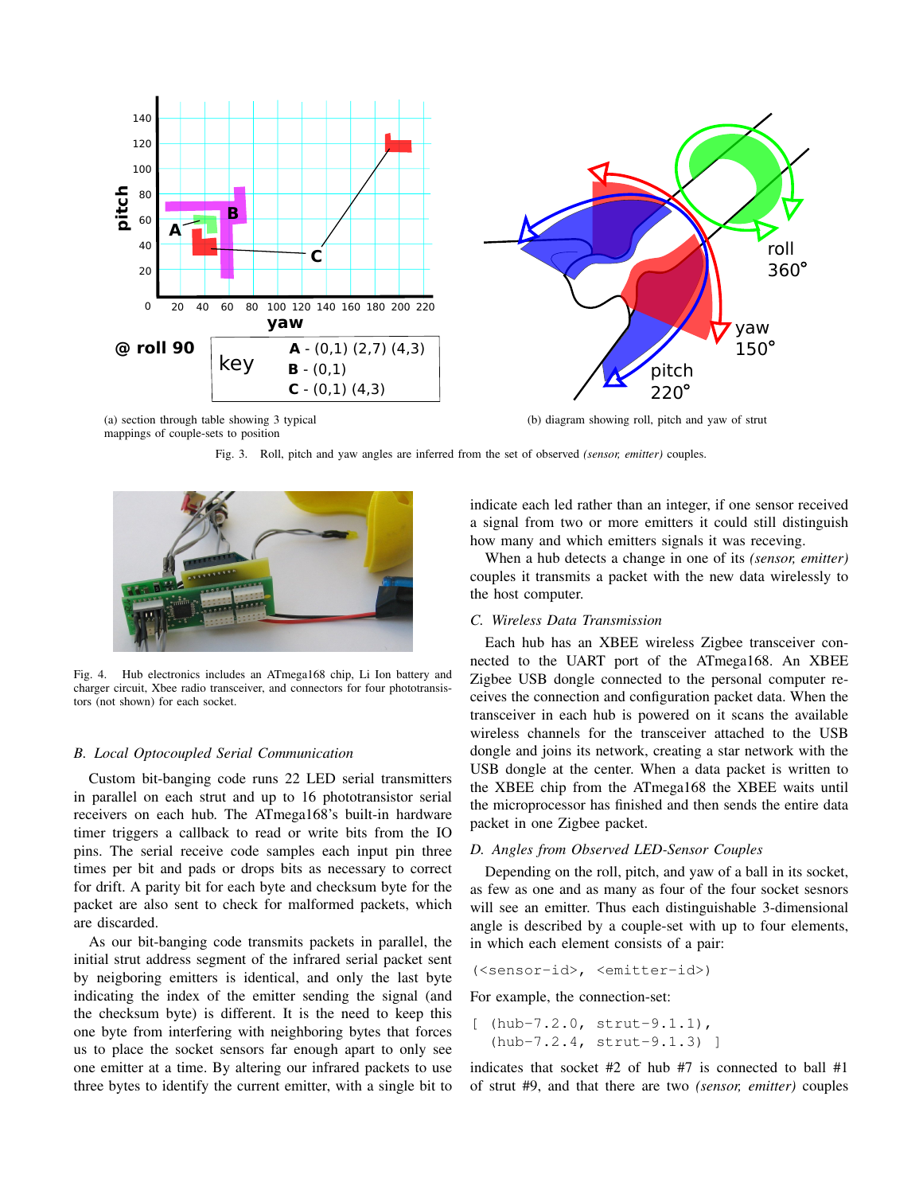(a) section through table showing 3 typical mappings of couple-sets to position

(b) diagram showing roll, pitch and yaw of strut

Fig. 3. Roll, pitch and yaw angles are inferred from the set of observed *(sensor, emitter)* couples.

Fig. 4. Hub electronics includes an ATmega168 chip, Li Ion battery and charger circuit, Xbee radio transceiver, and connectors for four phototransistors (not shown) for each socket.

### B. Local Optocoupled Serial Communication

Custom bit-banging code runs 22 LED serial transmitters in parallel on each strut and up to 16 phototransistor serial receivers on each hub. The ATmega168's built-in hardware timer triggers a callback to read or write bits from the IO pins. The serial receive code samples each input pin three times per bit and pads or drops bits as necessary to correct for drift. A parity bit for each byte and checksum byte for the packet are also sent to check for malformed packets, which are discarded.

As our bit-banging code transmits packets in parallel, the initial strut address segment of the infrared serial packet sent by neigboring emitters is identical, and only the last byte indicating the index of the emitter sending the signal (and the checksum byte) is different. It is the need to keep this one byte from interfering with neighboring bytes that forces us to place the socket sensors far enough apart to only see one emitter at a time. By altering our infrared packets to use three bytes to identify the current emitter, with a single bit to indicate each led rather than an integer, if one sensor received a signal from two or more emitters it could still distinguish how many and which emitters signals it was receving.

When a hub detects a change in one of its *(sensor, emitter)* couples it transmits a packet with the new data wirelessly to the host computer.

### C. Wireless Data Transmission

Each hub has an XBEE wireless Zigbee transceiver connected to the UART port of the ATmega168. An XBEE Zigbee USB dongle connected to the personal computer receives the connection and configuration packet data. When the transceiver in each hub is powered on it scans the available wireless channels for the transceiver attached to the USB dongle and joins its network, creating a star network with the USB dongle at the center. When a data packet is written to the XBEE chip from the ATmega168 the XBEE waits until the microprocessor has finished and then sends the entire data packet in one Zigbee packet.

### D. Angles from Observed LED-Sensor Couples

Depending on the roll, pitch, and yaw of a ball in its socket, as few as one and as many as four of the four socket sesnors will see an emitter. Thus each distinguishable 3-dimensional angle is described by a couple-set with up to four elements, in which each element consists of a pair:

```
(<sensor-id>, <emitter-id>)
```

For example, the connection-set:

```
[ (hub-7.2.0, strut-9.1.1),
  (hub-7.2.4, strut-9.1.3) ]
```

indicates that socket #2 of hub #7 is connected to ball #1 of strut #9, and that there are two *(sensor, emitter)* couples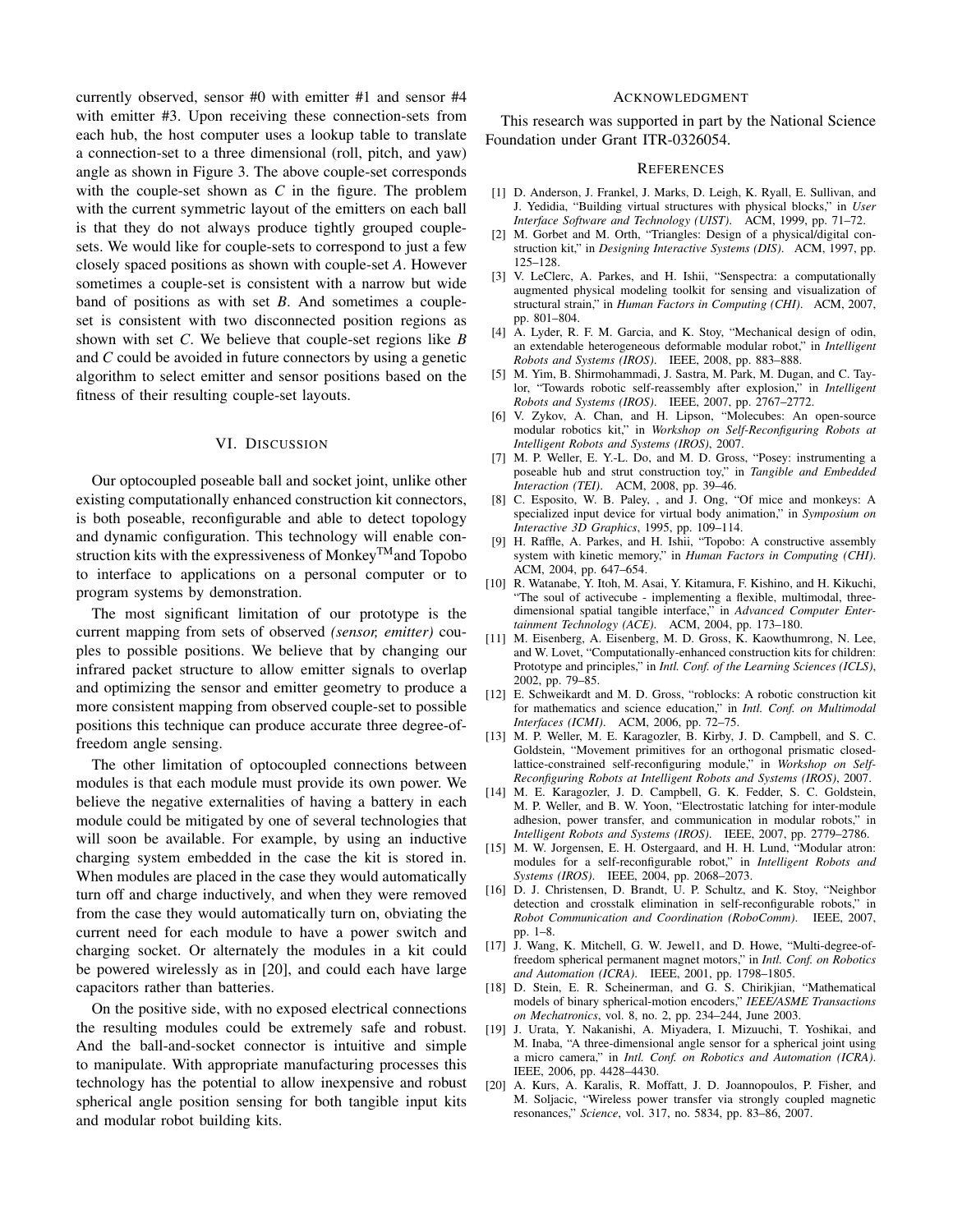currently observed, sensor #0 with emitter #1 and sensor #4 with emitter #3. Upon receiving these connection-sets from each hub, the host computer uses a lookup table to translate a connection-set to a three dimensional (roll, pitch, and yaw) angle as shown in Figure 3. The above couple-set corresponds with the couple-set shown as *C* in the figure. The problem with the current symmetric layout of the emitters on each ball is that they do not always produce tightly grouped couple-sets. We would like for couple-sets to correspond to just a few closely spaced positions as shown with couple-set *A*. However sometimes a couple-set is consistent with a narrow but wide band of positions as with set *B*. And sometimes a couple-set is consistent with two disconnected position regions as shown with set *C*. We believe that couple-set regions like *B* and *C* could be avoided in future connectors by using a genetic algorithm to select emitter and sensor positions based on the fitness of their resulting couple-set layouts.

## VI. Discussion

Our optocoupled poseable ball and socket joint, unlike other existing computationally enhanced construction kit connectors, is both poseable, reconfigurable and able to detect topology and dynamic configuration. This technology will enable construction kits with the expressiveness of Monkey™ and Topobo to interface to applications on a personal computer or to program systems by demonstration.

The most significant limitation of our prototype is the current mapping from sets of observed *(sensor, emitter)* couples to possible positions. We believe that by changing our infrared packet structure to allow emitter signals to overlap and optimizing the sensor and emitter geometry to produce a more consistent mapping from observed couple-set to possible positions this technique can produce accurate three degree-of-freedom angle sensing.

The other limitation of optocoupled connections between modules is that each module must provide its own power. We believe the negative externalities of having a battery in each module could be mitigated by one of several technologies that will soon be available. For example, by using an inductive charging system embedded in the case the kit is stored in. When modules are placed in the case they would automatically turn off and charge inductively, and when they were removed from the case they would automatically turn on, obviating the current need for each module to have a power switch and charging socket. Or alternately the modules in a kit could be powered wirelessly as in [20], and could each have large capacitors rather than batteries.

On the positive side, with no exposed electrical connections the resulting modules could be extremely safe and robust. And the ball-and-socket connector is intuitive and simple to manipulate. With appropriate manufacturing processes this technology has the potential to allow inexpensive and robust spherical angle position sensing for both tangible input kits and modular robot building kits.

## Acknowledgment

This research was supported in part by the National Science Foundation under Grant ITR-0326054.

## References

[1] D. Anderson, J. Frankel, J. Marks, D. Leigh, K. Ryall, E. Sullivan, and J. Yedidia, "Building virtual structures with physical blocks," in *User Interface Software and Technology (UIST)*. ACM, 1999, pp. 71–72.

[2] M. Gorbet and M. Orth, "Triangles: Design of a physical/digital construction kit," in *Designing Interactive Systems (DIS)*. ACM, 1997, pp. 125–128.

[3] V. LeClerc, A. Parkes, and H. Ishii, "Senspectra: a computationally augmented physical modeling toolkit for sensing and visualization of structural strain," in *Human Factors in Computing (CHI)*. ACM, 2007, pp. 801–804.

[4] A. Lyder, R. F. M. Garcia, and K. Stoy, "Mechanical design of odin, an extendable heterogeneous deformable modular robot," in *Intelligent Robots and Systems (IROS)*. IEEE, 2008, pp. 883–888.

[5] M. Yim, B. Shirmohammadi, J. Sastra, M. Park, M. Dugan, and C. Taylor, "Towards robotic self-reassembly after explosion," in *Intelligent Robots and Systems (IROS)*. IEEE, 2007, pp. 2767–2772.

[6] V. Zykov, A. Chan, and H. Lipson, "Molecubes: An open-source modular robotics kit," in *Workshop on Self-Reconfiguring Robots at Intelligent Robots and Systems (IROS)*, 2007.

[7] M. P. Weller, E. Y.-L. Do, and M. D. Gross, "Posey: instrumenting a poseable hub and strut construction toy," in *Tangible and Embedded Interaction (TEI)*. ACM, 2008, pp. 39–46.

[8] C. Esposito, W. B. Paley, , and J. Ong, "Of mice and monkeys: A specialized input device for virtual body animation," in *Symposium on Interactive 3D Graphics*, 1995, pp. 109–114.

[9] H. Raffle, A. Parkes, and H. Ishii, "Topobo: A constructive assembly system with kinetic memory," in *Human Factors in Computing (CHI)*. ACM, 2004, pp. 647–654.

[10] R. Watanabe, Y. Itoh, M. Asai, Y. Kitamura, F. Kishino, and H. Kikuchi, "The soul of activecube - implementing a flexible, multimodal, three-dimensional spatial tangible interface," in *Advanced Computer Entertainment Technology (ACE)*. ACM, 2004, pp. 173–180.

[11] M. Eisenberg, A. Eisenberg, M. D. Gross, K. Kaowthumrong, N. Lee, and W. Lovet, "Computationally-enhanced construction kits for children: Prototype and principles," in *Intl. Conf. of the Learning Sciences (ICLS)*, 2002, pp. 79–85.

[12] E. Schweikardt and M. D. Gross, "roblocks: A robotic construction kit for mathematics and science education," in *Intl. Conf. on Multimodal Interfaces (ICMI)*. ACM, 2006, pp. 72–75.

[13] M. P. Weller, M. E. Karagozler, B. Kirby, J. D. Campbell, and S. C. Goldstein, "Movement primitives for an orthogonal prismatic closed-lattice-constrained self-reconfiguring module," in *Workshop on Self-Reconfiguring Robots at Intelligent Robots and Systems (IROS)*, 2007.

[14] M. E. Karagozler, J. D. Campbell, G. K. Fedder, S. C. Goldstein, M. P. Weller, and B. W. Yoon, "Electrostatic latching for inter-module adhesion, power transfer, and communication in modular robots," in *Intelligent Robots and Systems (IROS)*. IEEE, 2007, pp. 2779–2786.

[15] M. W. Jorgensen, E. H. Ostergaard, and H. H. Lund, "Modular atron: modules for a self-reconfigurable robot," in *Intelligent Robots and Systems (IROS)*. IEEE, 2004, pp. 2068–2073.

[16] D. J. Christensen, D. Brandt, U. P. Schultz, and K. Stoy, "Neighbor detection and crosstalk elimination in self-reconfigurable robots," in *Robot Communication and Coordination (RoboComm)*. IEEE, 2007, pp. 1–8.

[17] J. Wang, K. Mitchell, G. W. Jewel1, and D. Howe, "Multi-degree-of-freedom spherical permanent magnet motors," in *Intl. Conf. on Robotics and Automation (ICRA)*. IEEE, 2001, pp. 1798–1805.

[18] D. Stein, E. R. Scheinerman, and G. S. Chirikjian, "Mathematical models of binary spherical-motion encoders," *IEEE/ASME Transactions on Mechatronics*, vol. 8, no. 2, pp. 234–244, June 2003.

[19] J. Urata, Y. Nakanishi, A. Miyadera, I. Mizuuchi, T. Yoshikai, and M. Inaba, "A three-dimensional angle sensor for a spherical joint using a micro camera," in *Intl. Conf. on Robotics and Automation (ICRA)*. IEEE, 2006, pp. 4428–4430.

[20] A. Kurs, A. Karalis, R. Moffatt, J. D. Joannopoulos, P. Fisher, and M. Soljacic, "Wireless power transfer via strongly coupled magnetic resonances," *Science*, vol. 317, no. 5834, pp. 83–86, 2007.